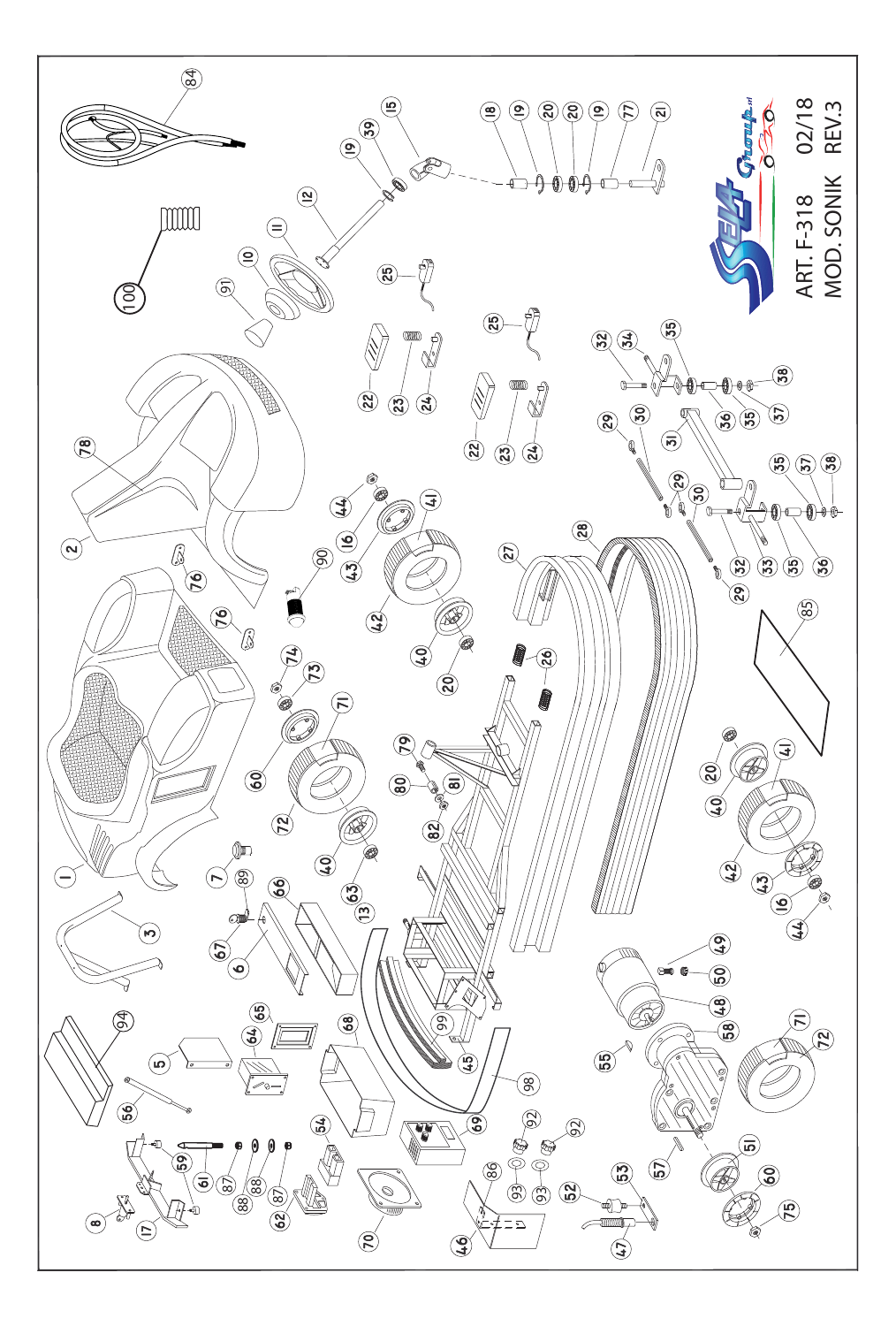ART. F-318 02/18

MOD. SONIK REV.3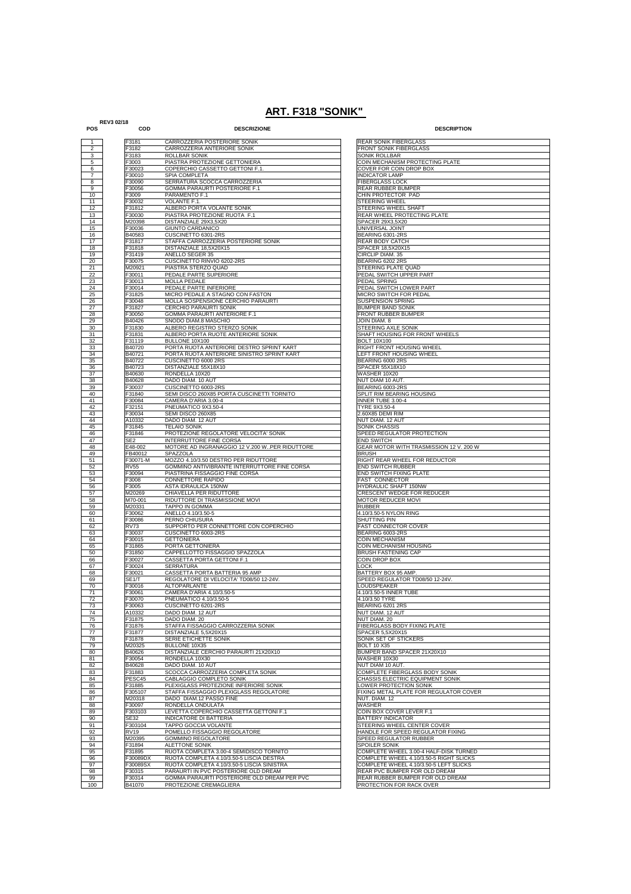## ART. F318 "SONIK"

REV3 02/18

| POS | COD | DESCRIZIONE | DESCRIPTION |
|---|---|---|---|
| 1 | F3181 | CARROZZERIA POSTERIORE SONIK | REAR SONIK FIBERGLASS |
| 2 | F3182 | CARROZZERIA ANTERIORE SONIK | FRONT SONIK FIBERGLASS |
| 3 | F3183 | ROLLBAR SONIK | SONIK ROLLBAR |
| 5 | F3003 | PIASTRA PROTEZIONE GETTONIERA | COIN MECHANISM PROTECTING PLATE |
| 6 | F30023 | COPERCHIO CASSETTO GETTONI F.1. | COVER FOR COIN DROP BOX |
| 7 | F30010 | SPIA COMPLETA | INDICATOR LAMP |
| 8 | F30090 | SERRATURA SCOCCA CARROZZERIA | FIBERGLASS LOCK |
| 9 | F30056 | GOMMA PARAURTI POSTERIORE F.1 | REAR RUBBER BUMPER |
| 10 | F3009 | PARAMENTO F.1 | CHIN PROTECTOR PAD |
| 11 | F30032 | VOLANTE F.1. | STEERING WHEEL |
| 12 | F31812 | ALBERO PORTA VOLANTE SONIK | STEERING WHEEL SHAFT |
| 13 | F30030 | PIASTRA PROTEZIONE RUOTA F.1 | REAR WHEEL PROTECTING PLATE |
| 14 | M20398 | DISTANZIALE 29X3,5X20 | SPACER 29X3,5X20 |
| 15 | F30036 | GIUNTO CARDANICO | UNIVERSAL JOINT |
| 16 | B40583 | CUSCINETTO 6301-2RS | BEARING 6301-2RS |
| 17 | F31817 | STAFFA CARROZZERIA POSTERIORE SONIK | REAR BODY CATCH |
| 18 | F31818 | DISTANZIALE 18,5X20X15 | SPACER 18,5X20X15 |
| 19 | F31419 | ANELLO SEGER 35 | CIRCLIP DIAM. 35 |
| 20 | F30075 | CUSCINETTO RINVIO 6202-2RS | BEARING 6202 2RS |
| 21 | M20921 | PIASTRA STERZO QUAD | STEERING PLATE QUAD |
| 22 | F30011 | PEDALE PARTE SUPERIORE | PEDAL SWITCH UPPER PART |
| 23 | F30013 | MOLLA PEDALE | PEDAL SPRING |
| 24 | F30014 | PEDALE PARTE INFERIORE | PEDAL SWITCH LOWER PART |
| 25 | F31825 | MICRO PEDALE A STAGNO CON FASTON | MICRO SWITCH FOR PEDAL |
| 26 | F30048 | MOLLA SOSPENSIONE CERCHIO PARAURTI | SUSPENSION SPRING |
| 27 | F31827 | CERCHIO PARAURTI SONIK | BUMPER BAND SONIK |
| 28 | F30050 | GOMMA PARAURTI ANTERIORE F.1 | FRONT RUBBER BUMPER |
| 29 | B40426 | SNODO DIAM.8 MASCHIO | JOIN DIAM. 8 |
| 30 | F31830 | ALBERO REGISTRO STERZO SONIK | STEERING AXLE SONIK |
| 31 | F31831 | ALBERO PORTA RUOTE ANTERIORE SONIK | SHAFT HOUSING FOR FRONT WHEELS |
| 32 | F31119 | BULLONE 10X100 | BOLT 10X100 |
| 33 | B40720 | PORTA RUOTA ANTERIORE DESTRO SPRINT KART | RIGHT FRONT HOUSING WHEEL |
| 34 | B40721 | PORTA RUOTA ANTERIORE SINISTRO SPRINT KART | LEFT FRONT HOUSING WHEEL |
| 35 | B40722 | CUSCINETTO 6000 2RS | BEARING 6000 2RS |
| 36 | B40723 | DISTANZIALE 55X18X10 | SPACER 55X18X10 |
| 37 | B40630 | RONDELLA 10X20 | WASHER 10X20 |
| 38 | B40628 | DADO DIAM. 10 AUT | NUT DIAM 10 AUT. |
| 39 | F30037 | CUSCINETTO 6003-2RS | BEARING 6003-2RS |
| 40 | F31840 | SEMI DISCO 260X85 PORTA CUSCINETTI TORNITO | SPLIT RIM BEARING HOUSING |
| 41 | F30084 | CAMERA D'ARIA 3.00-4 | INNER TUBE 3.00-4 |
| 42 | F32151 | PNEUMATICO 9X3.50-4 | TYRE 9X3.50-4 |
| 43 | F30034 | SEMI DISCO 260X85 | 2.60X85 DEMI RIM |
| 44 | A10332 | DADO DIAM. 12 AUT | NUT DIAM. 12 AUT |
| 45 | F31845 | TELAIO SONIK | SONIK CHASSIS |
| 46 | F31846 | PROTEZIONE REGOLATORE VELOCITA' SONIK | SPEED REGULATOR PROTECTION |
| 47 | SE2 | INTERRUTTORE FINE CORSA | END SWITCH |
| 48 | E48-002 | MOTORE AD INGRANAGGIO 12 V.200 W..PER RIDUTTORE | GEAR MOTOR WITH TRASMISSION 12 V. 200 W |
| 49 | FB40012 | SPAZZOLA | BRUSH |
| 51 | F30071-M | MOZZO 4.10/3.50 DESTRO PER RIDUTTORE | RIGHT REAR WHEEL FOR REDUCTOR |
| 52 | RV55 | GOMMINO ANTIVIBRANTE INTERRUTTORE FINE CORSA | END SWITCH RUBBER |
| 53 | F30094 | PIASTRINA FISSAGGIO FINE CORSA | END SWITCH FIXING PLATE |
| 54 | F3008 | CONNETTORE RAPIDO | FAST CONNECTOR |
| 56 | F3005 | ASTA IDRAULICA 150NW | HYDRAULIC SHAFT 150NW |
| 57 | M20269 | CHIAVELLA PER RIDUTTORE | CRESCENT WEDGE FOR REDUCER |
| 58 | M70-001 | RIDUTTORE DI TRASMISSIONE MOVI | MOTOR REDUCER MOVI |
| 59 | M20331 | TAPPO IN GOMMA | RUBBER |
| 60 | F30062 | ANELLO 4.10/3.50-5 | 4.10/3.50-5 NYLON RING |
| 61 | F30086 | PERNO CHIUSURA | SHUTTING PIN |
| 62 | RV73 | SUPPORTO PER CONNETTORE CON COPERCHIO | FAST CONNECTOR COVER |
| 63 | F30037 | CUSCINETTO 6003-2RS | BEARING 6003-2RS |
| 64 | F30015 | GETTONIERA | COIN MECHANISM |
| 65 | F31865 | PORTA GETTONIERA | COIN MECHANISM HOUSING |
| 50 | F31850 | CAPPELLOTTO FISSAGGIO SPAZZOLA | BRUSH FASTENING CAP |
| 66 | F30027 | CASSETTA PORTA GETTONI F.1 | COIN DROP BOX |
| 67 | F30024 | SERRATURA | LOCK |
| 68 | F30021 | CASSETTA PORTA BATTERIA 95 AMP | BATTERY BOX 95 AMP. |
| 69 | SE1/T | REGOLATORE DI VELOCITA' TD08/50 12-24V. | SPEED REGULATOR TD08/50 12-24V. |
| 70 | F30016 | ALTOPARLANTE | LOUDSPEAKER |
| 71 | F30061 | CAMERA D'ARIA 4.10/3.50-5 | 4.10/3.50-5 INNER TUBE |
| 72 | F30070 | PNEUMATICO 4.10/3.50-5 | 4.10/3.50 TYRE |
| 73 | F30063 | CUSCINETTO 6201-2RS | BEARING 6201 2RS |
| 74 | A10332 | DADO DIAM. 12 AUT | NUT DIAM. 12 AUT |
| 75 | F31875 | DADO DIAM. 20 | NUT DIAM. 20 |
| 76 | F31876 | STAFFA FISSAGGIO CARROZZERIA SONIK | FIBERGLASS BODY FIXING PLATE |
| 77 | F31877 | DISTANZIALE 5,5X20X15 | SPACER 5,5X20X15 |
| 78 | F31878 | SERIE ETICHETTE SONIK | SONIK SET OF STICKERS |
| 79 | M20325 | BULLONE 10X35 | BOLT 10 X35 |
| 80 | B40626 | DISTANZIALE CERCHIO PARAURTI 21X20X10 | BUMPER BAND SPACER 21X20X10 |
| 81 | F30054 | RONDELLA 10X30 | WASHER 10X30 |
| 82 | B40628 | DADO DIAM. 10 AUT | NUT DIAM 10 AUT. |
| 83 | F31883 | SCOCCA CARROZZERIA COMPLETA SONIK | COMPLETE FIBERGLASS BODY SONIK |
| 84 | PESC45 | CABLAGGIO COMPLETO SONIK | CHASSIS ELECTRIC EQUIPMENT SONIK |
| 85 | F31885 | PLEXIGLASS PROTEZIONE INFERIORE SONIK | LOWER PROTECTION SONIK |
| 86 | F305107 | STAFFA FISSAGGIO PLEXIGLASS REGOLATORE | FIXING METAL PLATE FOR REGULATOR COVER |
| 87 | M20318 | DADO DIAM.12 PASSO FINE | NUT. DIAM. 12 |
| 88 | F30097 | RONDELLA ONDULATA | WASHER |
| 89 | F303103 | LEVETTA COPERCHIO CASSETTA GETTONI F.1 | COIN BOX COVER LEVER F.1 |
| 90 | SE32 | INDICATORE DI BATTERIA | BATTERY INDICATOR |
| 91 | F303104 | TAPPO GOCCIA VOLANTE | STEERING WHEEL CENTER COVER |
| 92 | RV19 | POMELLO FISSAGGIO REGOLATORE | HANDLE FOR SPEED REGULATOR FIXING |
| 93 | M20395 | GOMMINO REGOLATORE | SPEED REGULATOR RUBBER |
| 94 | F31894 | ALETTONE SONIK | SPOILER SONIK |
| 95 | F31895 | RUOTA COMPLETA 3.00-4 SEMIDISCO TORNITO | COMPLETE WHEEL 3.00-4 HALF-DISK TURNED |
| 96 | F30089DX | RUOTA COMPLETA 4.10/3.50-5 LISCIA DESTRA | COMPLETE WHEEL 4.10/3.50-5 RIGHT SLICKS |
| 97 | F30089SX | RUOTA COMPLETA 4.10/3.50-5 LISCIA SINISTRA | COMPLETE WHEEL 4.10/3.50-5 LEFT SLICKS |
| 98 | F30315 | PARAURTI IN PVC POSTERIORE OLD DREAM | REAR PVC BUMPER FOR OLD DREAM |
| 99 | F30314 | GOMMA PARAURTI POSTERIORE OLD DREAM PER PVC | REAR RUBBER BUMPER FOR OLD DREAM |
| 100 | B41070 | PROTEZIONE CREMAGLIERA | PROTECTION FOR RACK OVER |